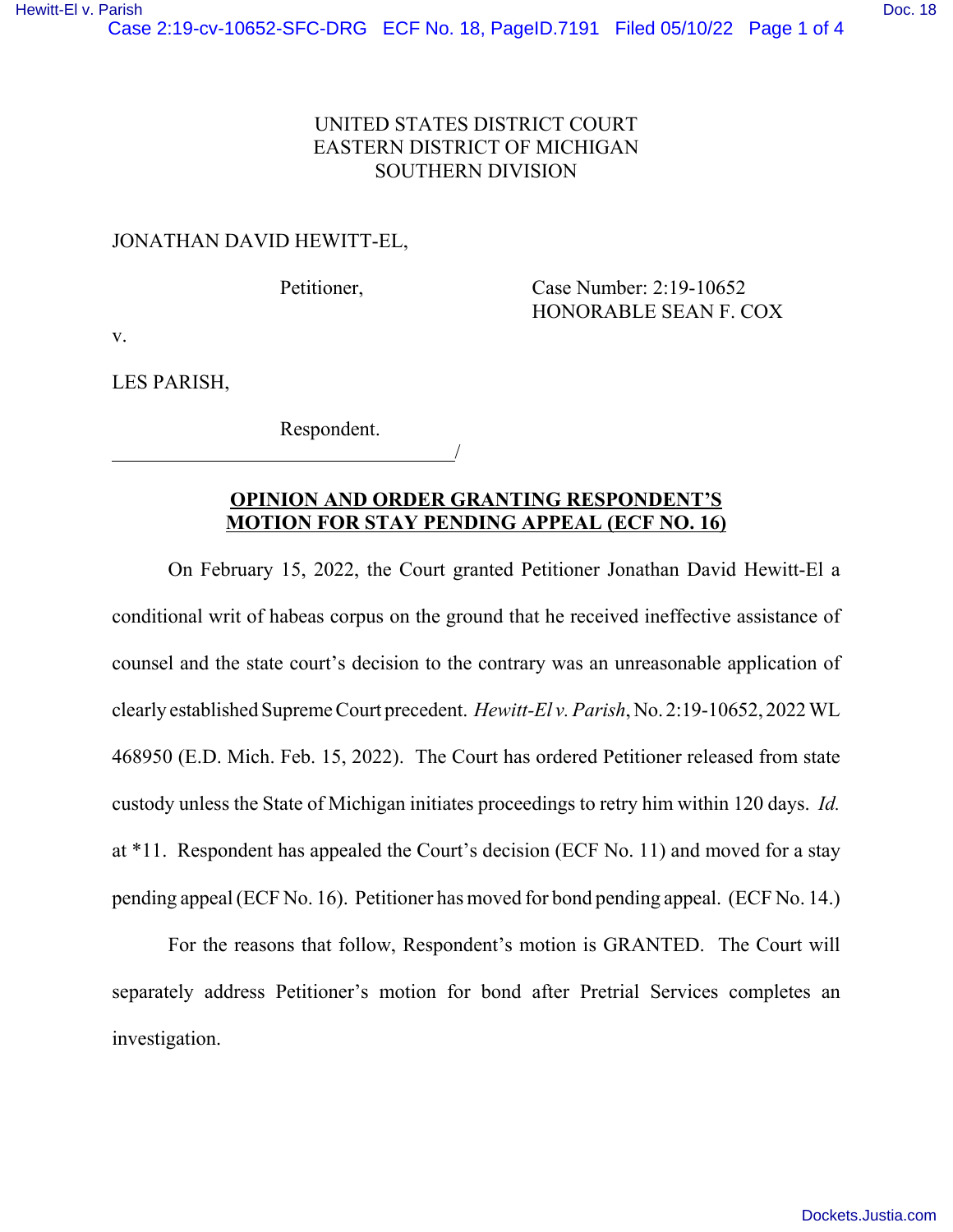UNITED STATES DISTRICT COURT
EASTERN DISTRICT OF MICHIGAN
SOUTHERN DIVISION

JONATHAN DAVID HEWITT-EL,

Petitioner,

Case Number: 2:19-10652
HONORABLE SEAN F. COX

v.

LES PARISH,

Respondent.
_______________________________/

**OPINION AND ORDER GRANTING RESPONDENT'S MOTION FOR STAY PENDING APPEAL (ECF NO. 16)**

On February 15, 2022, the Court granted Petitioner Jonathan David Hewitt-El a conditional writ of habeas corpus on the ground that he received ineffective assistance of counsel and the state court's decision to the contrary was an unreasonable application of clearly established Supreme Court precedent. *Hewitt-El v. Parish*, No. 2:19-10652, 2022 WL 468950 (E.D. Mich. Feb. 15, 2022). The Court has ordered Petitioner released from state custody unless the State of Michigan initiates proceedings to retry him within 120 days. *Id.* at *11. Respondent has appealed the Court's decision (ECF No. 11) and moved for a stay pending appeal (ECF No. 16). Petitioner has moved for bond pending appeal. (ECF No. 14.)

For the reasons that follow, Respondent's motion is GRANTED. The Court will separately address Petitioner's motion for bond after Pretrial Services completes an investigation.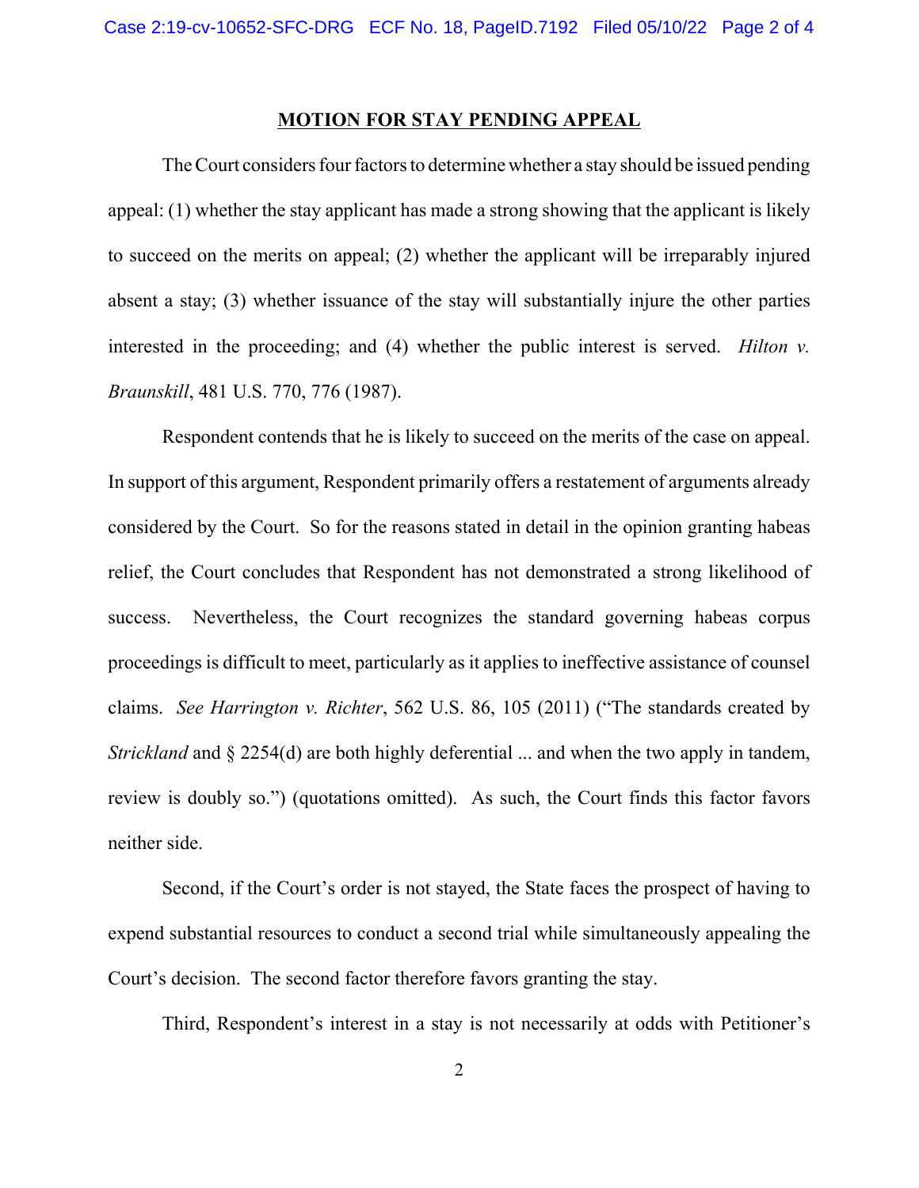## MOTION FOR STAY PENDING APPEAL

The Court considers four factors to determine whether a stay should be issued pending appeal: (1) whether the stay applicant has made a strong showing that the applicant is likely to succeed on the merits on appeal; (2) whether the applicant will be irreparably injured absent a stay; (3) whether issuance of the stay will substantially injure the other parties interested in the proceeding; and (4) whether the public interest is served. *Hilton v. Braunskill*, 481 U.S. 770, 776 (1987).

Respondent contends that he is likely to succeed on the merits of the case on appeal. In support of this argument, Respondent primarily offers a restatement of arguments already considered by the Court. So for the reasons stated in detail in the opinion granting habeas relief, the Court concludes that Respondent has not demonstrated a strong likelihood of success. Nevertheless, the Court recognizes the standard governing habeas corpus proceedings is difficult to meet, particularly as it applies to ineffective assistance of counsel claims. *See Harrington v. Richter*, 562 U.S. 86, 105 (2011) ("The standards created by *Strickland* and § 2254(d) are both highly deferential ... and when the two apply in tandem, review is doubly so.") (quotations omitted). As such, the Court finds this factor favors neither side.

Second, if the Court's order is not stayed, the State faces the prospect of having to expend substantial resources to conduct a second trial while simultaneously appealing the Court's decision. The second factor therefore favors granting the stay.

Third, Respondent's interest in a stay is not necessarily at odds with Petitioner's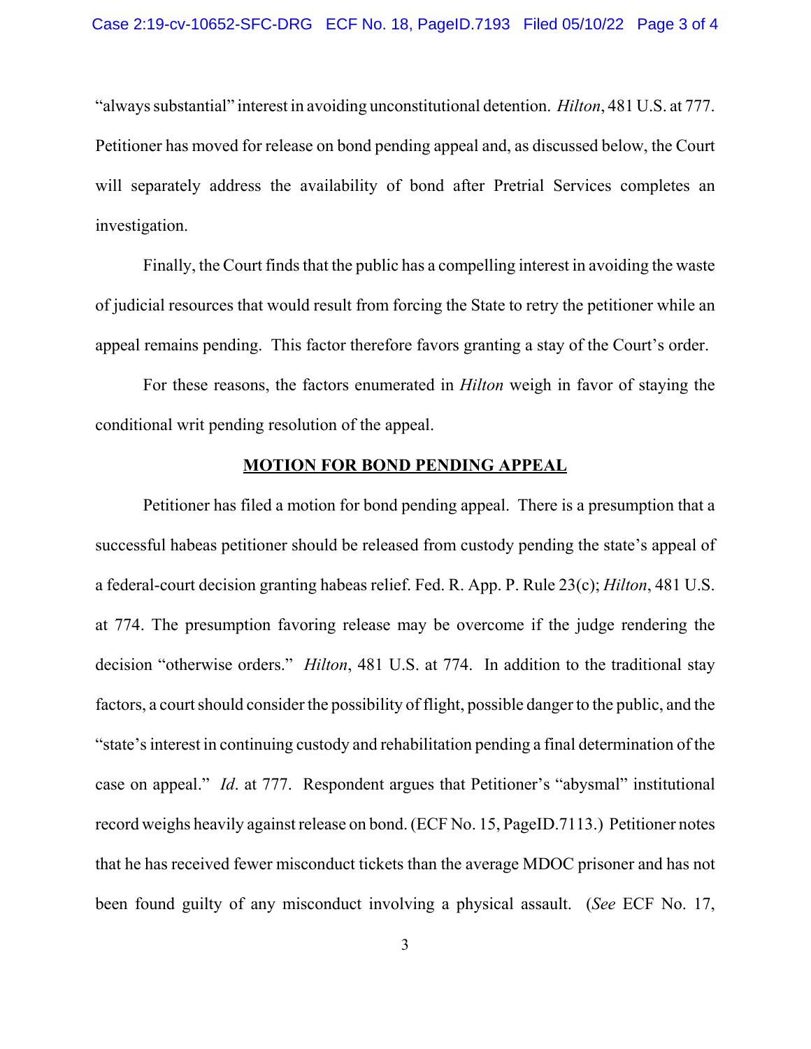"always substantial" interest in avoiding unconstitutional detention. *Hilton*, 481 U.S. at 777. Petitioner has moved for release on bond pending appeal and, as discussed below, the Court will separately address the availability of bond after Pretrial Services completes an investigation.

Finally, the Court finds that the public has a compelling interest in avoiding the waste of judicial resources that would result from forcing the State to retry the petitioner while an appeal remains pending. This factor therefore favors granting a stay of the Court's order.

For these reasons, the factors enumerated in *Hilton* weigh in favor of staying the conditional writ pending resolution of the appeal.

## MOTION FOR BOND PENDING APPEAL

Petitioner has filed a motion for bond pending appeal. There is a presumption that a successful habeas petitioner should be released from custody pending the state's appeal of a federal-court decision granting habeas relief. Fed. R. App. P. Rule 23(c); *Hilton*, 481 U.S. at 774. The presumption favoring release may be overcome if the judge rendering the decision "otherwise orders." *Hilton*, 481 U.S. at 774. In addition to the traditional stay factors, a court should consider the possibility of flight, possible danger to the public, and the "state's interest in continuing custody and rehabilitation pending a final determination of the case on appeal." *Id*. at 777. Respondent argues that Petitioner's "abysmal" institutional record weighs heavily against release on bond. (ECF No. 15, PageID.7113.) Petitioner notes that he has received fewer misconduct tickets than the average MDOC prisoner and has not been found guilty of any misconduct involving a physical assault. (*See* ECF No. 17,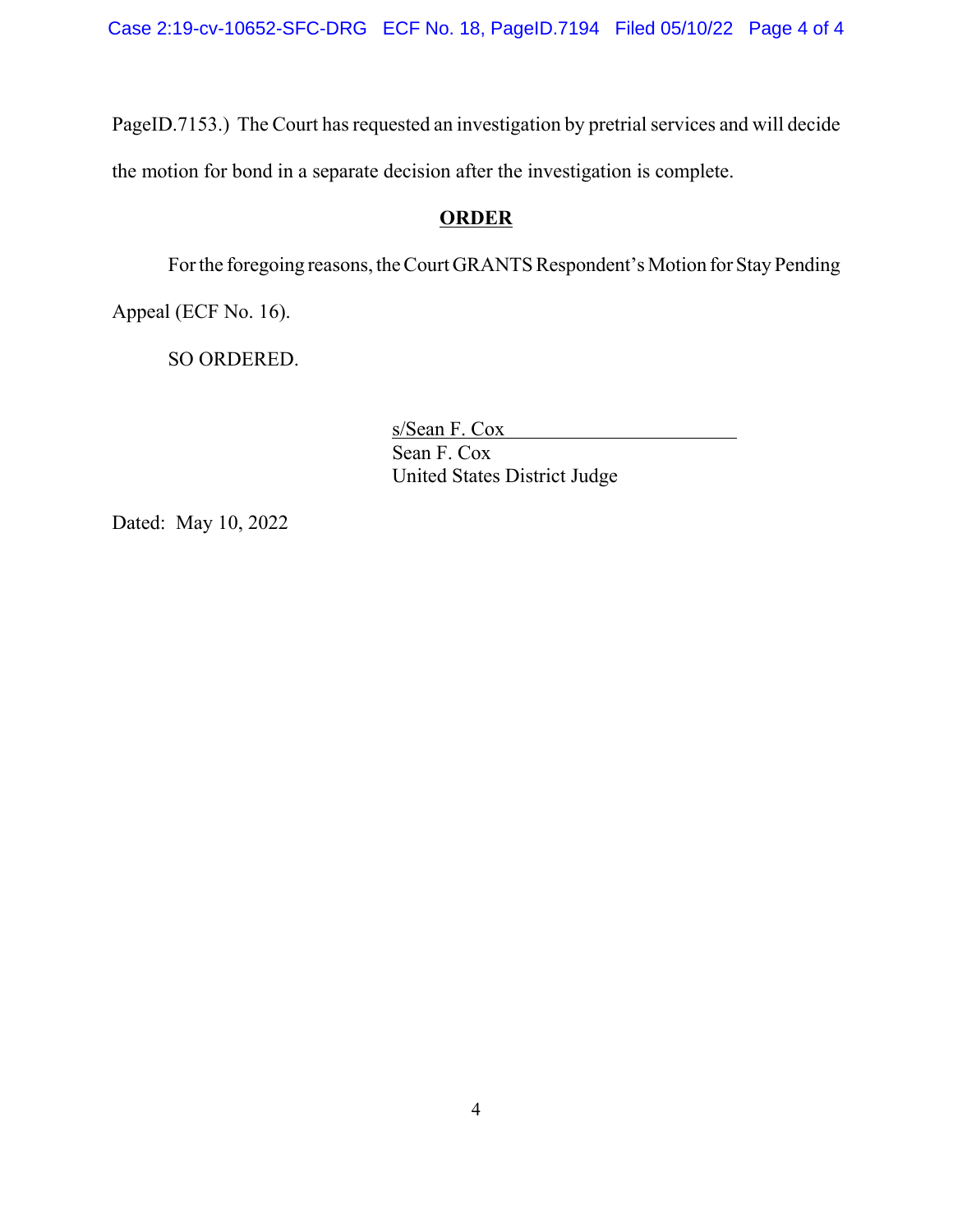PageID.7153.) The Court has requested an investigation by pretrial services and will decide the motion for bond in a separate decision after the investigation is complete.

**ORDER**

For the foregoing reasons, the Court GRANTS Respondent's Motion for Stay Pending Appeal (ECF No. 16).

SO ORDERED.

s/Sean F. Cox
Sean F. Cox
United States District Judge

Dated: May 10, 2022